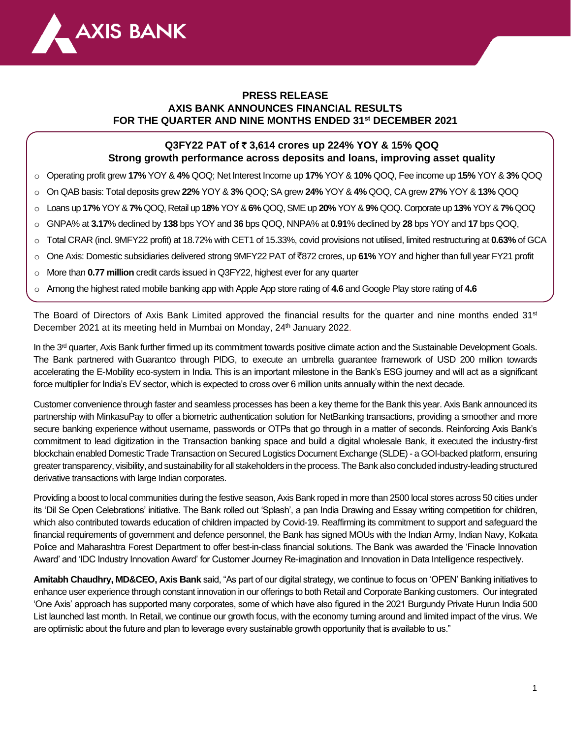**AXIS BANK**

# PRESS RELEASE
# AXIS BANK ANNOUNCES FINANCIAL RESULTS FOR THE QUARTER AND NINE MONTHS ENDED 31st DECEMBER 2021

## Q3FY22 PAT of ₹ 3,614 crores up 224% YOY & 15% QOQ
## Strong growth performance across deposits and loans, improving asset quality

- Operating profit grew **17%** YOY & **4%** QOQ; Net Interest Income up **17%** YOY & **10%** QOQ, Fee income up **15%** YOY & **3%** QOQ
- On QAB basis: Total deposits grew **22%** YOY & **3%** QOQ; SA grew **24%** YOY & **4%** QOQ, CA grew **27%** YOY & **13%** QOQ
- Loans up **17%** YOY & **7%** QOQ, Retail up **18%** YOY & **6%** QOQ, SME up **20%** YOY & **9%** QOQ. Corporate up **13%** YOY & **7%** QOQ
- GNPA% at **3.17**% declined by **138** bps YOY and **36** bps QOQ, NNPA% at **0.91**% declined by **28** bps YOY and **17** bps QOQ,
- Total CRAR (incl. 9MFY22 profit) at 18.72% with CET1 of 15.33%, covid provisions not utilised, limited restructuring at **0.63%** of GCA
- One Axis: Domestic subsidiaries delivered strong 9MFY22 PAT of ₹872 crores, up **61%** YOY and higher than full year FY21 profit
- More than **0.77 million** credit cards issued in Q3FY22, highest ever for any quarter
- Among the highest rated mobile banking app with Apple App store rating of **4.6** and Google Play store rating of **4.6**

The Board of Directors of Axis Bank Limited approved the financial results for the quarter and nine months ended 31st December 2021 at its meeting held in Mumbai on Monday, 24th January 2022.

In the 3rd quarter, Axis Bank further firmed up its commitment towards positive climate action and the Sustainable Development Goals. The Bank partnered with Guarantco through PIDG, to execute an umbrella guarantee framework of USD 200 million towards accelerating the E-Mobility eco-system in India. This is an important milestone in the Bank's ESG journey and will act as a significant force multiplier for India's EV sector, which is expected to cross over 6 million units annually within the next decade.

Customer convenience through faster and seamless processes has been a key theme for the Bank this year. Axis Bank announced its partnership with MinkasuPay to offer a biometric authentication solution for NetBanking transactions, providing a smoother and more secure banking experience without username, passwords or OTPs that go through in a matter of seconds. Reinforcing Axis Bank's commitment to lead digitization in the Transaction banking space and build a digital wholesale Bank, it executed the industry-first blockchain enabled Domestic Trade Transaction on Secured Logistics Document Exchange (SLDE) - a GOI-backed platform, ensuring greater transparency, visibility, and sustainability for all stakeholders in the process. The Bank also concluded industry-leading structured derivative transactions with large Indian corporates.

Providing a boost to local communities during the festive season, Axis Bank roped in more than 2500 local stores across 50 cities under its 'Dil Se Open Celebrations' initiative. The Bank rolled out 'Splash', a pan India Drawing and Essay writing competition for children, which also contributed towards education of children impacted by Covid-19. Reaffirming its commitment to support and safeguard the financial requirements of government and defence personnel, the Bank has signed MOUs with the Indian Army, Indian Navy, Kolkata Police and Maharashtra Forest Department to offer best-in-class financial solutions. The Bank was awarded the 'Finacle Innovation Award' and 'IDC Industry Innovation Award' for Customer Journey Re-imagination and Innovation in Data Intelligence respectively.

**Amitabh Chaudhry, MD&CEO, Axis Bank** said, "As part of our digital strategy, we continue to focus on 'OPEN' Banking initiatives to enhance user experience through constant innovation in our offerings to both Retail and Corporate Banking customers. Our integrated 'One Axis' approach has supported many corporates, some of which have also figured in the 2021 Burgundy Private Hurun India 500 List launched last month. In Retail, we continue our growth focus, with the economy turning around and limited impact of the virus. We are optimistic about the future and plan to leverage every sustainable growth opportunity that is available to us."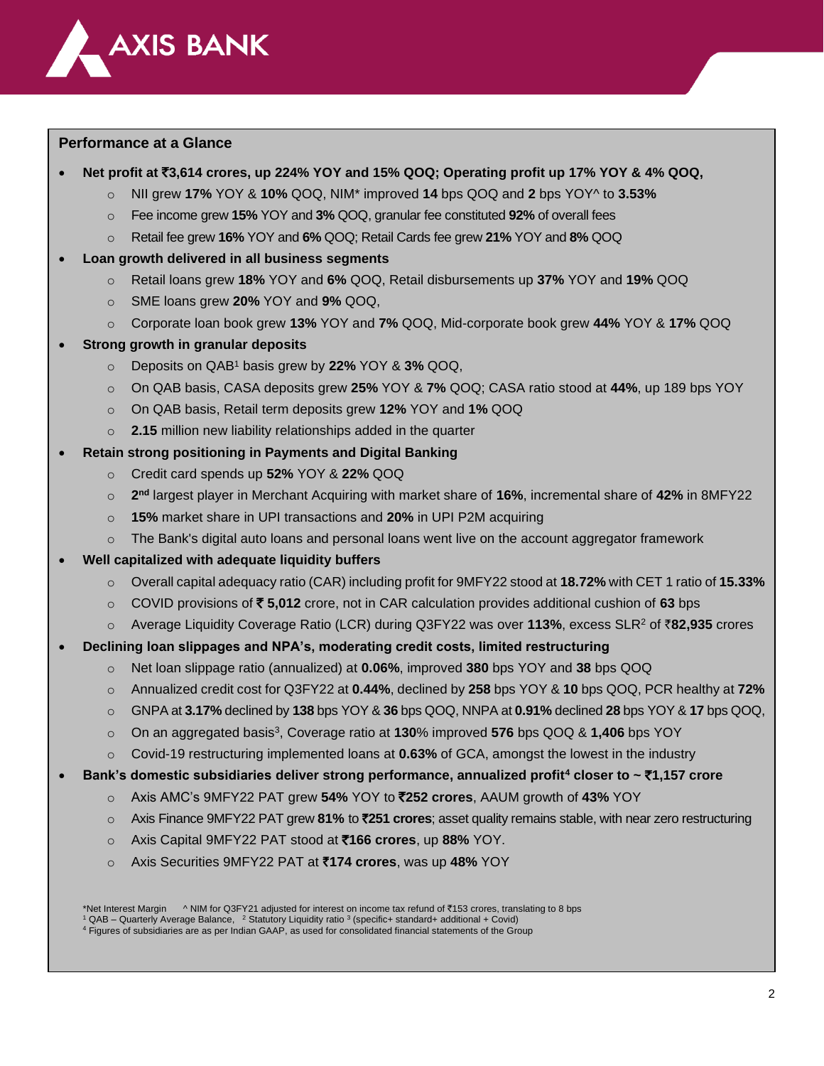## Performance at a Glance

- **Net profit at ₹3,614 crores, up 224% YOY and 15% QOQ; Operating profit up 17% YOY & 4% QOQ,**
  - NII grew **17%** YOY & **10%** QOQ, NIM* improved **14** bps QOQ and **2** bps YOY^ to **3.53%**
  - Fee income grew **15%** YOY and **3%** QOQ, granular fee constituted **92%** of overall fees
  - Retail fee grew **16%** YOY and **6%** QOQ; Retail Cards fee grew **21%** YOY and **8%** QOQ
- **Loan growth delivered in all business segments**
  - Retail loans grew **18%** YOY and **6%** QOQ, Retail disbursements up **37%** YOY and **19%** QOQ
  - SME loans grew **20%** YOY and **9%** QOQ,
  - Corporate loan book grew **13%** YOY and **7%** QOQ, Mid-corporate book grew **44%** YOY & **17%** QOQ
- **Strong growth in granular deposits**
  - Deposits on QAB[1] basis grew by **22%** YOY & **3%** QOQ,
  - On QAB basis, CASA deposits grew **25%** YOY & **7%** QOQ; CASA ratio stood at **44%**, up 189 bps YOY
  - On QAB basis, Retail term deposits grew **12%** YOY and **1%** QOQ
  - **2.15** million new liability relationships added in the quarter
- **Retain strong positioning in Payments and Digital Banking**
  - Credit card spends up **52%** YOY & **22%** QOQ
  - **2nd** largest player in Merchant Acquiring with market share of **16%**, incremental share of **42%** in 8MFY22
  - **15%** market share in UPI transactions and **20%** in UPI P2M acquiring
  - The Bank's digital auto loans and personal loans went live on the account aggregator framework
- **Well capitalized with adequate liquidity buffers**
  - Overall capital adequacy ratio (CAR) including profit for 9MFY22 stood at **18.72%** with CET 1 ratio of **15.33%**
  - COVID provisions of **₹ 5,012** crore, not in CAR calculation provides additional cushion of **63** bps
  - Average Liquidity Coverage Ratio (LCR) during Q3FY22 was over **113%**, excess SLR[2] of **₹82,935** crores
- **Declining loan slippages and NPA's, moderating credit costs, limited restructuring**
  - Net loan slippage ratio (annualized) at **0.06%**, improved **380** bps YOY and **38** bps QOQ
  - Annualized credit cost for Q3FY22 at **0.44%**, declined by **258** bps YOY & **10** bps QOQ, PCR healthy at **72%**
  - GNPA at **3.17%** declined by **138** bps YOY & **36** bps QOQ, NNPA at **0.91%** declined **28** bps YOY & **17** bps QOQ,
  - On an aggregated basis[3], Coverage ratio at **130**% improved **576** bps QOQ & **1,406** bps YOY
  - Covid-19 restructuring implemented loans at **0.63%** of GCA, amongst the lowest in the industry
- **Bank's domestic subsidiaries deliver strong performance, annualized profit[4] closer to ~ ₹1,157 crore**
  - Axis AMC's 9MFY22 PAT grew **54%** YOY to **₹252 crores**, AAUM growth of **43%** YOY
  - Axis Finance 9MFY22 PAT grew **81%** to **₹251 crores**; asset quality remains stable, with near zero restructuring
  - Axis Capital 9MFY22 PAT stood at **₹166 crores**, up **88%** YOY.
  - Axis Securities 9MFY22 PAT at **₹174 crores**, was up **48%** YOY

*Net Interest Margin ^ NIM for Q3FY21 adjusted for interest on income tax refund of ₹153 crores, translating to 8 bps
[1] QAB – Quarterly Average Balance, [2] Statutory Liquidity ratio [3] (specific+ standard+ additional + Covid)
[4] Figures of subsidiaries are as per Indian GAAP, as used for consolidated financial statements of the Group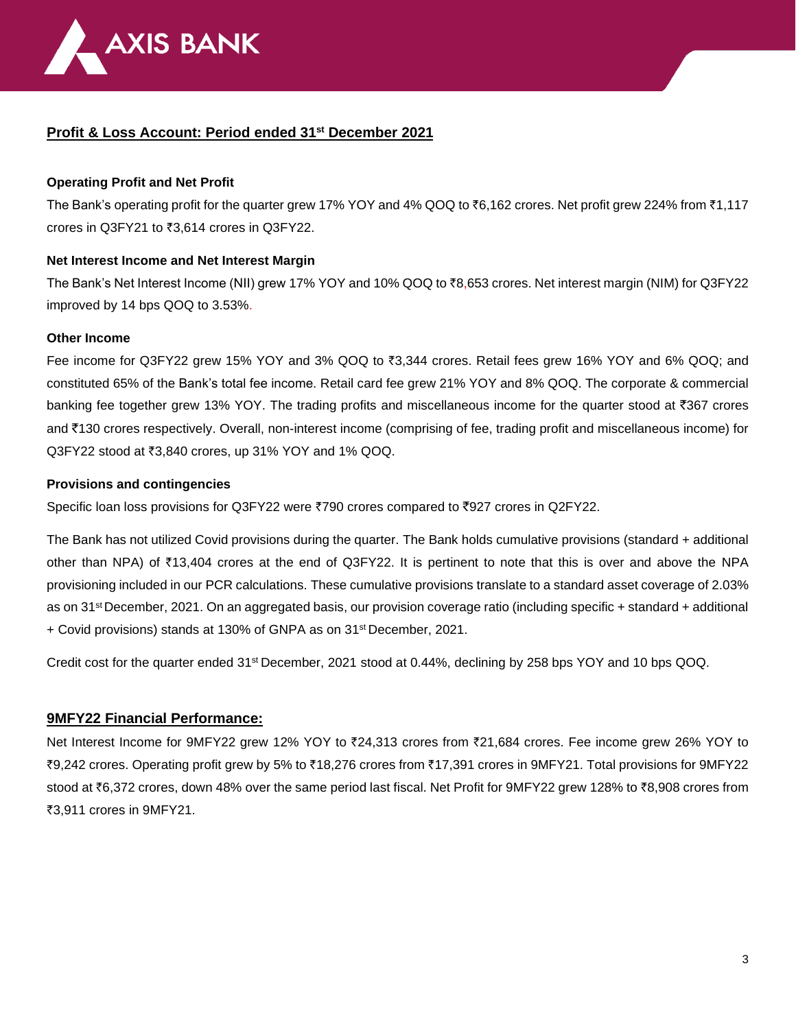## Profit & Loss Account: Period ended 31st December 2021

### Operating Profit and Net Profit

The Bank's operating profit for the quarter grew 17% YOY and 4% QOQ to ₹6,162 crores. Net profit grew 224% from ₹1,117 crores in Q3FY21 to ₹3,614 crores in Q3FY22.

### Net Interest Income and Net Interest Margin

The Bank's Net Interest Income (NII) grew 17% YOY and 10% QOQ to ₹8,653 crores. Net interest margin (NIM) for Q3FY22 improved by 14 bps QOQ to 3.53%.

### Other Income

Fee income for Q3FY22 grew 15% YOY and 3% QOQ to ₹3,344 crores. Retail fees grew 16% YOY and 6% QOQ; and constituted 65% of the Bank's total fee income. Retail card fee grew 21% YOY and 8% QOQ. The corporate & commercial banking fee together grew 13% YOY. The trading profits and miscellaneous income for the quarter stood at ₹367 crores and ₹130 crores respectively. Overall, non-interest income (comprising of fee, trading profit and miscellaneous income) for Q3FY22 stood at ₹3,840 crores, up 31% YOY and 1% QOQ.

### Provisions and contingencies

Specific loan loss provisions for Q3FY22 were ₹790 crores compared to ₹927 crores in Q2FY22.

The Bank has not utilized Covid provisions during the quarter. The Bank holds cumulative provisions (standard + additional other than NPA) of ₹13,404 crores at the end of Q3FY22. It is pertinent to note that this is over and above the NPA provisioning included in our PCR calculations. These cumulative provisions translate to a standard asset coverage of 2.03% as on 31st December, 2021. On an aggregated basis, our provision coverage ratio (including specific + standard + additional + Covid provisions) stands at 130% of GNPA as on 31st December, 2021.

Credit cost for the quarter ended 31st December, 2021 stood at 0.44%, declining by 258 bps YOY and 10 bps QOQ.

## 9MFY22 Financial Performance:

Net Interest Income for 9MFY22 grew 12% YOY to ₹24,313 crores from ₹21,684 crores. Fee income grew 26% YOY to ₹9,242 crores. Operating profit grew by 5% to ₹18,276 crores from ₹17,391 crores in 9MFY21. Total provisions for 9MFY22 stood at ₹6,372 crores, down 48% over the same period last fiscal. Net Profit for 9MFY22 grew 128% to ₹8,908 crores from ₹3,911 crores in 9MFY21.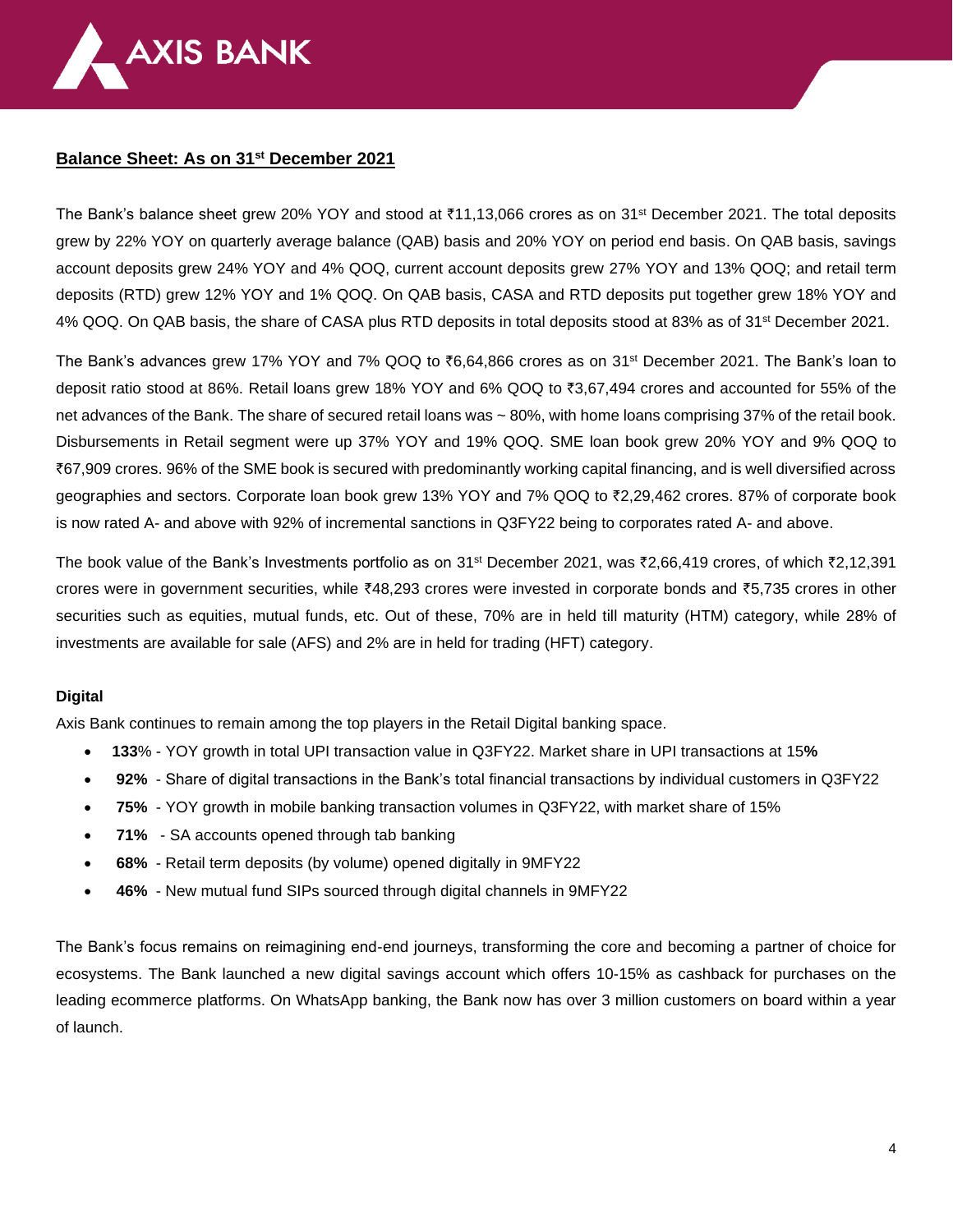## Balance Sheet: As on 31st December 2021

The Bank's balance sheet grew 20% YOY and stood at ₹11,13,066 crores as on 31st December 2021. The total deposits grew by 22% YOY on quarterly average balance (QAB) basis and 20% YOY on period end basis. On QAB basis, savings account deposits grew 24% YOY and 4% QOQ, current account deposits grew 27% YOY and 13% QOQ; and retail term deposits (RTD) grew 12% YOY and 1% QOQ. On QAB basis, CASA and RTD deposits put together grew 18% YOY and 4% QOQ. On QAB basis, the share of CASA plus RTD deposits in total deposits stood at 83% as of 31st December 2021.

The Bank's advances grew 17% YOY and 7% QOQ to ₹6,64,866 crores as on 31st December 2021. The Bank's loan to deposit ratio stood at 86%. Retail loans grew 18% YOY and 6% QOQ to ₹3,67,494 crores and accounted for 55% of the net advances of the Bank. The share of secured retail loans was ~ 80%, with home loans comprising 37% of the retail book. Disbursements in Retail segment were up 37% YOY and 19% QOQ. SME loan book grew 20% YOY and 9% QOQ to ₹67,909 crores. 96% of the SME book is secured with predominantly working capital financing, and is well diversified across geographies and sectors. Corporate loan book grew 13% YOY and 7% QOQ to ₹2,29,462 crores. 87% of corporate book is now rated A- and above with 92% of incremental sanctions in Q3FY22 being to corporates rated A- and above.

The book value of the Bank's Investments portfolio as on 31st December 2021, was ₹2,66,419 crores, of which ₹2,12,391 crores were in government securities, while ₹48,293 crores were invested in corporate bonds and ₹5,735 crores in other securities such as equities, mutual funds, etc. Out of these, 70% are in held till maturity (HTM) category, while 28% of investments are available for sale (AFS) and 2% are in held for trading (HFT) category.

### Digital

Axis Bank continues to remain among the top players in the Retail Digital banking space.

- **133**% - YOY growth in total UPI transaction value in Q3FY22. Market share in UPI transactions at 15**%**
- **92%** - Share of digital transactions in the Bank's total financial transactions by individual customers in Q3FY22
- **75%** - YOY growth in mobile banking transaction volumes in Q3FY22, with market share of 15%
- **71%** - SA accounts opened through tab banking
- **68%** - Retail term deposits (by volume) opened digitally in 9MFY22
- **46%** - New mutual fund SIPs sourced through digital channels in 9MFY22

The Bank's focus remains on reimagining end-end journeys, transforming the core and becoming a partner of choice for ecosystems. The Bank launched a new digital savings account which offers 10-15% as cashback for purchases on the leading ecommerce platforms. On WhatsApp banking, the Bank now has over 3 million customers on board within a year of launch.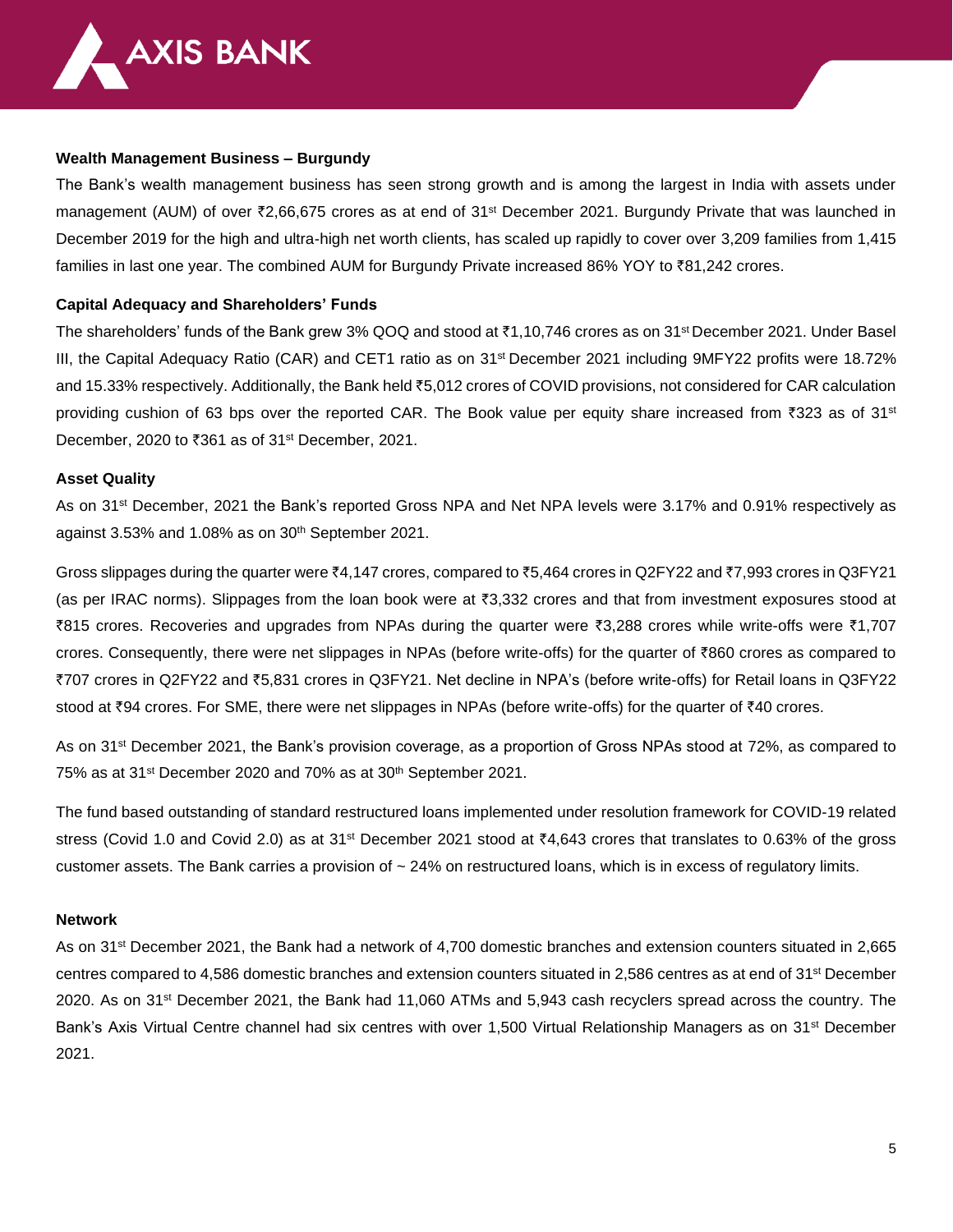**Wealth Management Business – Burgundy**

The Bank's wealth management business has seen strong growth and is among the largest in India with assets under management (AUM) of over ₹2,66,675 crores as at end of 31st December 2021. Burgundy Private that was launched in December 2019 for the high and ultra-high net worth clients, has scaled up rapidly to cover over 3,209 families from 1,415 families in last one year. The combined AUM for Burgundy Private increased 86% YOY to ₹81,242 crores.

**Capital Adequacy and Shareholders' Funds**

The shareholders' funds of the Bank grew 3% QOQ and stood at ₹1,10,746 crores as on 31st December 2021. Under Basel III, the Capital Adequacy Ratio (CAR) and CET1 ratio as on 31st December 2021 including 9MFY22 profits were 18.72% and 15.33% respectively. Additionally, the Bank held ₹5,012 crores of COVID provisions, not considered for CAR calculation providing cushion of 63 bps over the reported CAR. The Book value per equity share increased from ₹323 as of 31st December, 2020 to ₹361 as of 31st December, 2021.

**Asset Quality**

As on 31st December, 2021 the Bank's reported Gross NPA and Net NPA levels were 3.17% and 0.91% respectively as against 3.53% and 1.08% as on 30th September 2021.

Gross slippages during the quarter were ₹4,147 crores, compared to ₹5,464 crores in Q2FY22 and ₹7,993 crores in Q3FY21 (as per IRAC norms). Slippages from the loan book were at ₹3,332 crores and that from investment exposures stood at ₹815 crores. Recoveries and upgrades from NPAs during the quarter were ₹3,288 crores while write-offs were ₹1,707 crores. Consequently, there were net slippages in NPAs (before write-offs) for the quarter of ₹860 crores as compared to ₹707 crores in Q2FY22 and ₹5,831 crores in Q3FY21. Net decline in NPA's (before write-offs) for Retail loans in Q3FY22 stood at ₹94 crores. For SME, there were net slippages in NPAs (before write-offs) for the quarter of ₹40 crores.

As on 31st December 2021, the Bank's provision coverage, as a proportion of Gross NPAs stood at 72%, as compared to 75% as at 31st December 2020 and 70% as at 30th September 2021.

The fund based outstanding of standard restructured loans implemented under resolution framework for COVID-19 related stress (Covid 1.0 and Covid 2.0) as at 31st December 2021 stood at ₹4,643 crores that translates to 0.63% of the gross customer assets. The Bank carries a provision of ~ 24% on restructured loans, which is in excess of regulatory limits.

**Network**

As on 31st December 2021, the Bank had a network of 4,700 domestic branches and extension counters situated in 2,665 centres compared to 4,586 domestic branches and extension counters situated in 2,586 centres as at end of 31st December 2020. As on 31st December 2021, the Bank had 11,060 ATMs and 5,943 cash recyclers spread across the country. The Bank's Axis Virtual Centre channel had six centres with over 1,500 Virtual Relationship Managers as on 31st December 2021.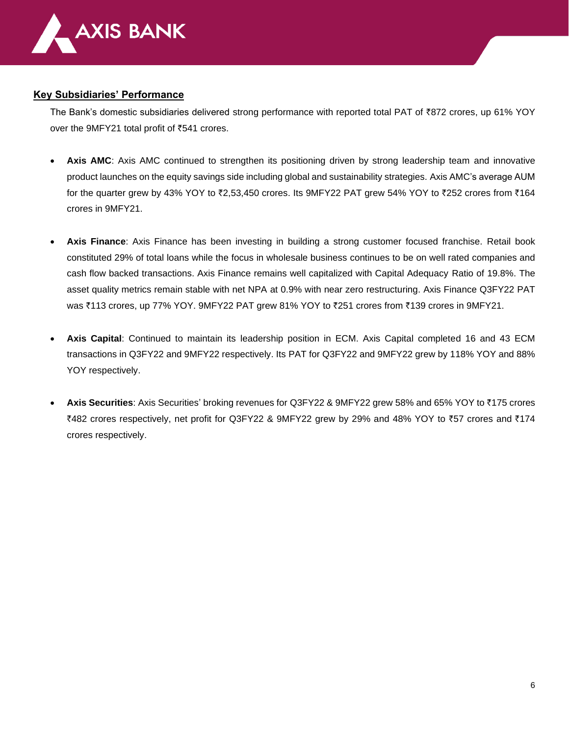## Key Subsidiaries' Performance

The Bank's domestic subsidiaries delivered strong performance with reported total PAT of ₹872 crores, up 61% YOY over the 9MFY21 total profit of ₹541 crores.

- **Axis AMC**: Axis AMC continued to strengthen its positioning driven by strong leadership team and innovative product launches on the equity savings side including global and sustainability strategies. Axis AMC's average AUM for the quarter grew by 43% YOY to ₹2,53,450 crores. Its 9MFY22 PAT grew 54% YOY to ₹252 crores from ₹164 crores in 9MFY21.

- **Axis Finance**: Axis Finance has been investing in building a strong customer focused franchise. Retail book constituted 29% of total loans while the focus in wholesale business continues to be on well rated companies and cash flow backed transactions. Axis Finance remains well capitalized with Capital Adequacy Ratio of 19.8%. The asset quality metrics remain stable with net NPA at 0.9% with near zero restructuring. Axis Finance Q3FY22 PAT was ₹113 crores, up 77% YOY. 9MFY22 PAT grew 81% YOY to ₹251 crores from ₹139 crores in 9MFY21.

- **Axis Capital**: Continued to maintain its leadership position in ECM. Axis Capital completed 16 and 43 ECM transactions in Q3FY22 and 9MFY22 respectively. Its PAT for Q3FY22 and 9MFY22 grew by 118% YOY and 88% YOY respectively.

- **Axis Securities**: Axis Securities' broking revenues for Q3FY22 & 9MFY22 grew 58% and 65% YOY to ₹175 crores ₹482 crores respectively, net profit for Q3FY22 & 9MFY22 grew by 29% and 48% YOY to ₹57 crores and ₹174 crores respectively.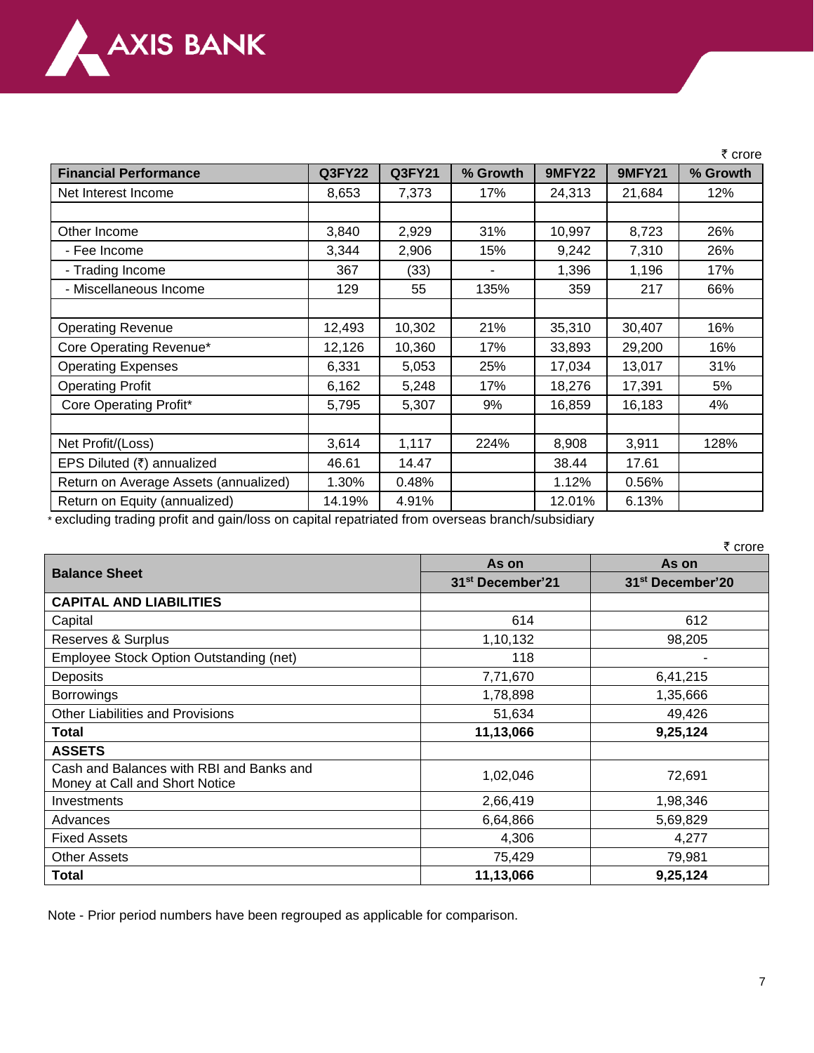₹ crore

| Financial Performance | Q3FY22 | Q3FY21 | % Growth | 9MFY22 | 9MFY21 | % Growth |
|---|---|---|---|---|---|---|
| Net Interest Income | 8,653 | 7,373 | 17% | 24,313 | 21,684 | 12% |
| | | | | | | |
| Other Income | 3,840 | 2,929 | 31% | 10,997 | 8,723 | 26% |
| - Fee Income | 3,344 | 2,906 | 15% | 9,242 | 7,310 | 26% |
| - Trading Income | 367 | (33) | - | 1,396 | 1,196 | 17% |
| - Miscellaneous Income | 129 | 55 | 135% | 359 | 217 | 66% |
| | | | | | | |
| Operating Revenue | 12,493 | 10,302 | 21% | 35,310 | 30,407 | 16% |
| Core Operating Revenue* | 12,126 | 10,360 | 17% | 33,893 | 29,200 | 16% |
| Operating Expenses | 6,331 | 5,053 | 25% | 17,034 | 13,017 | 31% |
| Operating Profit | 6,162 | 5,248 | 17% | 18,276 | 17,391 | 5% |
| Core Operating Profit* | 5,795 | 5,307 | 9% | 16,859 | 16,183 | 4% |
| | | | | | | |
| Net Profit/(Loss) | 3,614 | 1,117 | 224% | 8,908 | 3,911 | 128% |
| EPS Diluted (₹) annualized | 46.61 | 14.47 | | 38.44 | 17.61 | |
| Return on Average Assets (annualized) | 1.30% | 0.48% | | 1.12% | 0.56% | |
| Return on Equity (annualized) | 14.19% | 4.91% | | 12.01% | 6.13% | |

* excluding trading profit and gain/loss on capital repatriated from overseas branch/subsidiary

₹ crore

| Balance Sheet | As on 31st December'21 | As on 31st December'20 |
|---|---|---|
| **CAPITAL AND LIABILITIES** | | |
| Capital | 614 | 612 |
| Reserves & Surplus | 1,10,132 | 98,205 |
| Employee Stock Option Outstanding (net) | 118 | - |
| Deposits | 7,71,670 | 6,41,215 |
| Borrowings | 1,78,898 | 1,35,666 |
| Other Liabilities and Provisions | 51,634 | 49,426 |
| **Total** | **11,13,066** | **9,25,124** |
| **ASSETS** | | |
| Cash and Balances with RBI and Banks and Money at Call and Short Notice | 1,02,046 | 72,691 |
| Investments | 2,66,419 | 1,98,346 |
| Advances | 6,64,866 | 5,69,829 |
| Fixed Assets | 4,306 | 4,277 |
| Other Assets | 75,429 | 79,981 |
| **Total** | **11,13,066** | **9,25,124** |

Note - Prior period numbers have been regrouped as applicable for comparison.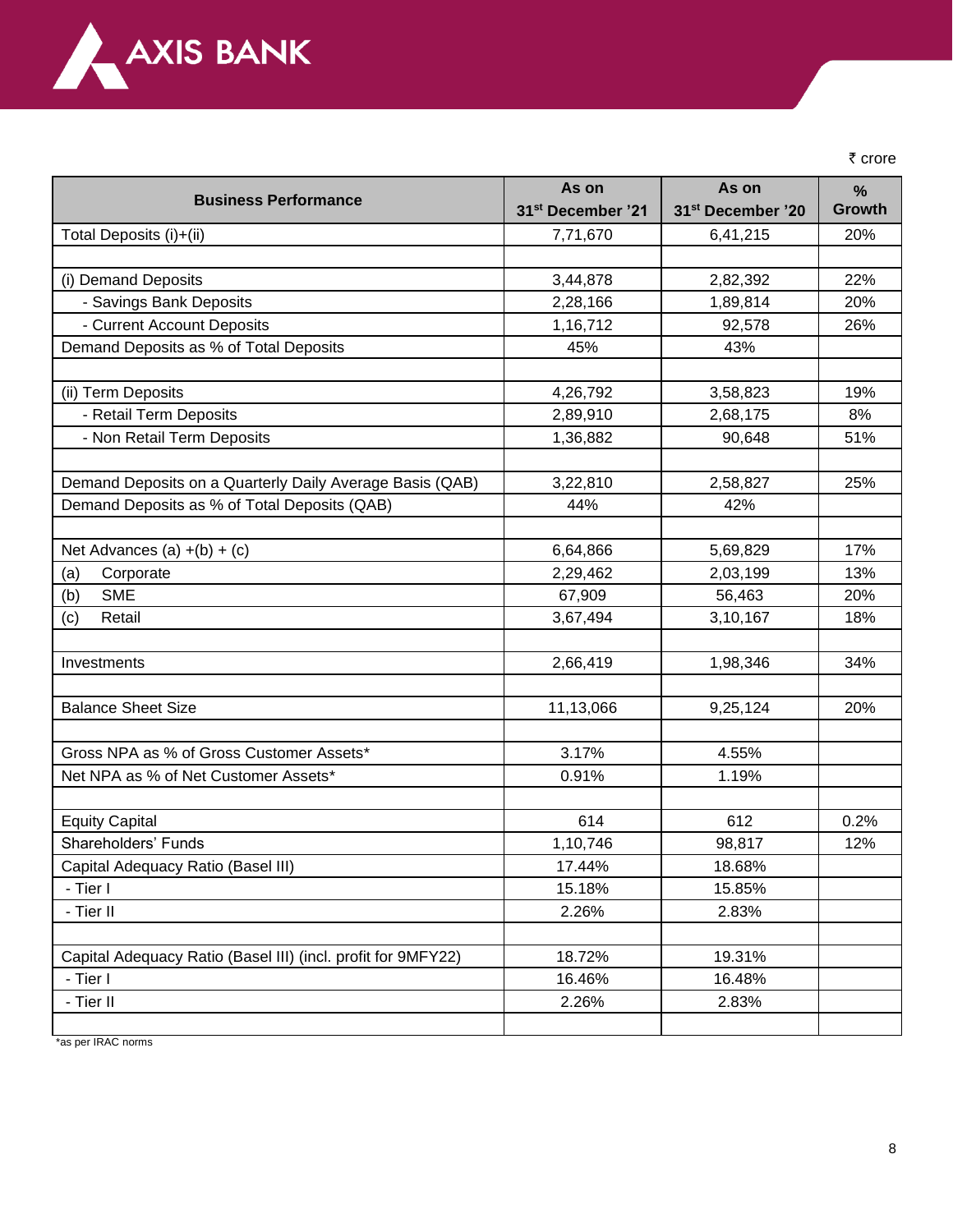₹ crore

| Business Performance | As on 31st December '21 | As on 31st December '20 | % Growth |
|---|---|---|---|
| Total Deposits (i)+(ii) | 7,71,670 | 6,41,215 | 20% |
| | | | |
| (i) Demand Deposits | 3,44,878 | 2,82,392 | 22% |
| - Savings Bank Deposits | 2,28,166 | 1,89,814 | 20% |
| - Current Account Deposits | 1,16,712 | 92,578 | 26% |
| Demand Deposits as % of Total Deposits | 45% | 43% | |
| | | | |
| (ii) Term Deposits | 4,26,792 | 3,58,823 | 19% |
| - Retail Term Deposits | 2,89,910 | 2,68,175 | 8% |
| - Non Retail Term Deposits | 1,36,882 | 90,648 | 51% |
| | | | |
| Demand Deposits on a Quarterly Daily Average Basis (QAB) | 3,22,810 | 2,58,827 | 25% |
| Demand Deposits as % of Total Deposits (QAB) | 44% | 42% | |
| | | | |
| Net Advances (a) +(b) + (c) | 6,64,866 | 5,69,829 | 17% |
| (a) Corporate | 2,29,462 | 2,03,199 | 13% |
| (b) SME | 67,909 | 56,463 | 20% |
| (c) Retail | 3,67,494 | 3,10,167 | 18% |
| | | | |
| Investments | 2,66,419 | 1,98,346 | 34% |
| | | | |
| Balance Sheet Size | 11,13,066 | 9,25,124 | 20% |
| | | | |
| Gross NPA as % of Gross Customer Assets* | 3.17% | 4.55% | |
| Net NPA as % of Net Customer Assets* | 0.91% | 1.19% | |
| | | | |
| Equity Capital | 614 | 612 | 0.2% |
| Shareholders' Funds | 1,10,746 | 98,817 | 12% |
| Capital Adequacy Ratio (Basel III) | 17.44% | 18.68% | |
| - Tier I | 15.18% | 15.85% | |
| - Tier II | 2.26% | 2.83% | |
| | | | |
| Capital Adequacy Ratio (Basel III) (incl. profit for 9MFY22) | 18.72% | 19.31% | |
| - Tier I | 16.46% | 16.48% | |
| - Tier II | 2.26% | 2.83% | |
| | | | |

*as per IRAC norms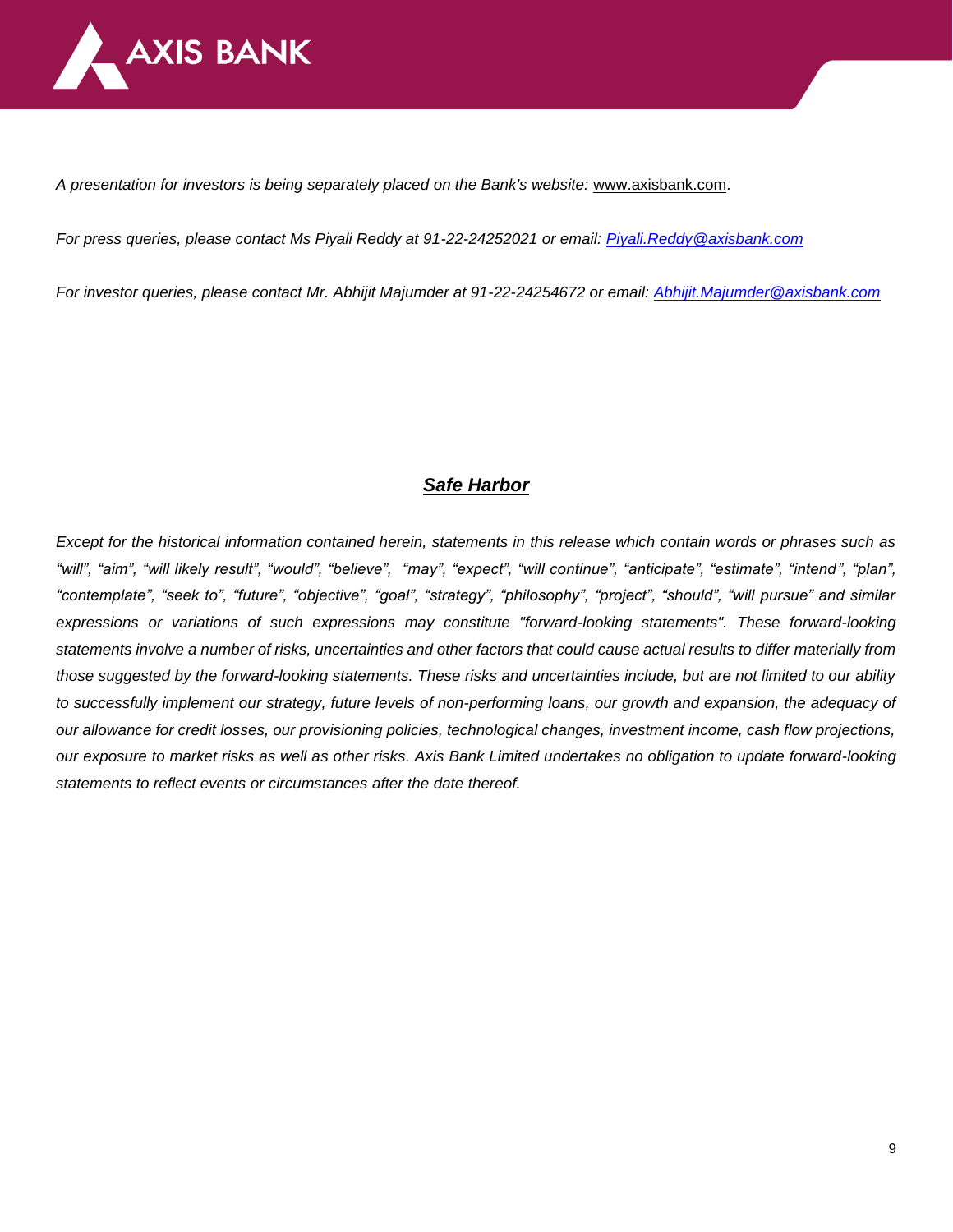*A presentation for investors is being separately placed on the Bank's website:* www.axisbank.com.

*For press queries, please contact Ms Piyali Reddy at 91-22-24252021 or email: Piyali.Reddy@axisbank.com*

*For investor queries, please contact Mr. Abhijit Majumder at 91-22-24254672 or email: Abhijit.Majumder@axisbank.com*

## ***Safe Harbor***

*Except for the historical information contained herein, statements in this release which contain words or phrases such as "will", "aim", "will likely result", "would", "believe", "may", "expect", "will continue", "anticipate", "estimate", "intend", "plan", "contemplate", "seek to", "future", "objective", "goal", "strategy", "philosophy", "project", "should", "will pursue" and similar expressions or variations of such expressions may constitute "forward-looking statements". These forward-looking statements involve a number of risks, uncertainties and other factors that could cause actual results to differ materially from those suggested by the forward-looking statements. These risks and uncertainties include, but are not limited to our ability to successfully implement our strategy, future levels of non-performing loans, our growth and expansion, the adequacy of our allowance for credit losses, our provisioning policies, technological changes, investment income, cash flow projections, our exposure to market risks as well as other risks. Axis Bank Limited undertakes no obligation to update forward-looking statements to reflect events or circumstances after the date thereof.*